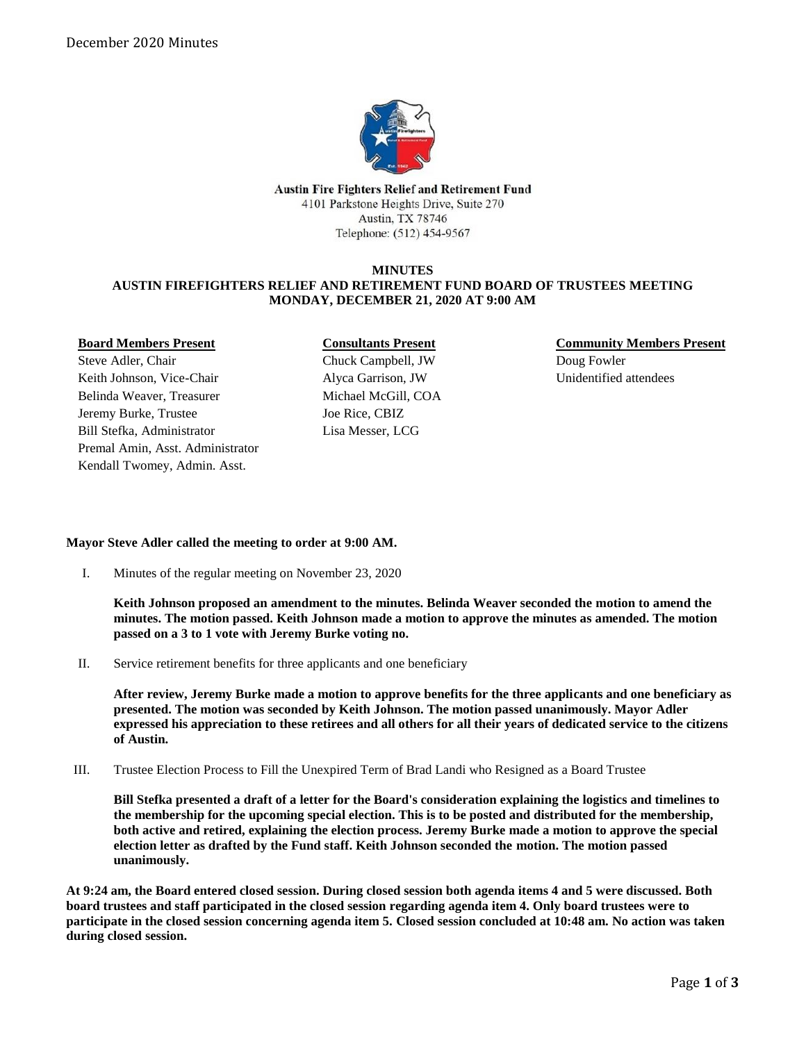**Austin Fire Fighters Relief and Retirement Fund**
4101 Parkstone Heights Drive, Suite 270
Austin, TX 78746
Telephone: (512) 454-9567

**MINUTES**
**AUSTIN FIREFIGHTERS RELIEF AND RETIREMENT FUND BOARD OF TRUSTEES MEETING**
**MONDAY, DECEMBER 21, 2020 AT 9:00 AM**

| Board Members Present | Consultants Present | Community Members Present |
|---|---|---|
| Steve Adler, Chair | Chuck Campbell, JW | Doug Fowler |
| Keith Johnson, Vice-Chair | Alyca Garrison, JW | Unidentified attendees |
| Belinda Weaver, Treasurer | Michael McGill, COA | |
| Jeremy Burke, Trustee | Joe Rice, CBIZ | |
| Bill Stefka, Administrator | Lisa Messer, LCG | |
| Premal Amin, Asst. Administrator | | |
| Kendall Twomey, Admin. Asst. | | |

**Mayor Steve Adler called the meeting to order at 9:00 AM.**

I. Minutes of the regular meeting on November 23, 2020

**Keith Johnson proposed an amendment to the minutes. Belinda Weaver seconded the motion to amend the minutes. The motion passed. Keith Johnson made a motion to approve the minutes as amended. The motion passed on a 3 to 1 vote with Jeremy Burke voting no.**

II. Service retirement benefits for three applicants and one beneficiary

**After review, Jeremy Burke made a motion to approve benefits for the three applicants and one beneficiary as presented. The motion was seconded by Keith Johnson. The motion passed unanimously. Mayor Adler expressed his appreciation to these retirees and all others for all their years of dedicated service to the citizens of Austin.**

III. Trustee Election Process to Fill the Unexpired Term of Brad Landi who Resigned as a Board Trustee

**Bill Stefka presented a draft of a letter for the Board's consideration explaining the logistics and timelines to the membership for the upcoming special election. This is to be posted and distributed for the membership, both active and retired, explaining the election process. Jeremy Burke made a motion to approve the special election letter as drafted by the Fund staff. Keith Johnson seconded the motion. The motion passed unanimously.**

**At 9:24 am, the Board entered closed session. During closed session both agenda items 4 and 5 were discussed. Both board trustees and staff participated in the closed session regarding agenda item 4. Only board trustees were to participate in the closed session concerning agenda item 5. Closed session concluded at 10:48 am. No action was taken during closed session.**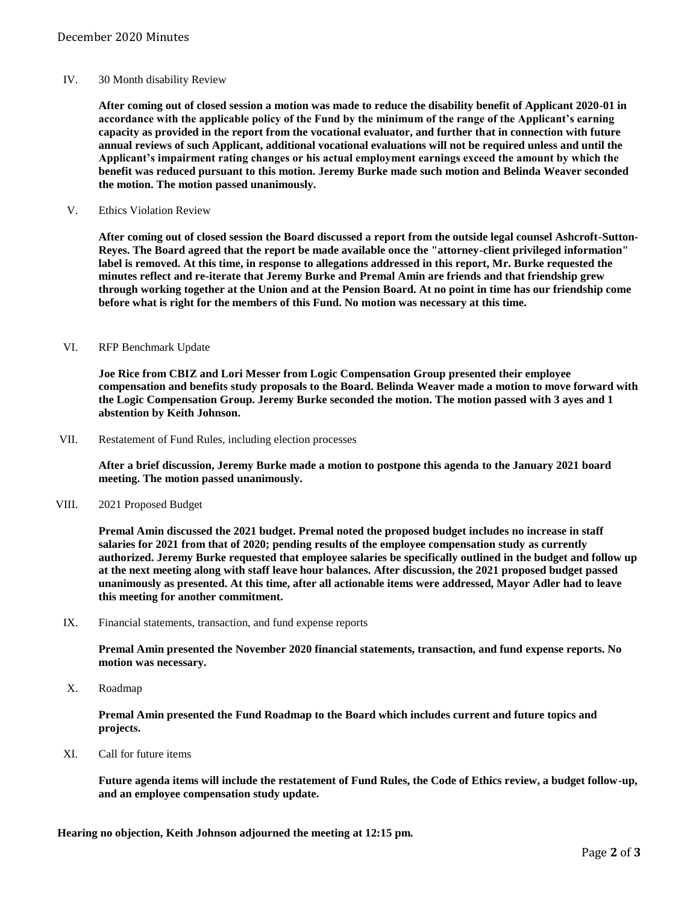IV. 30 Month disability Review

**After coming out of closed session a motion was made to reduce the disability benefit of Applicant 2020-01 in accordance with the applicable policy of the Fund by the minimum of the range of the Applicant's earning capacity as provided in the report from the vocational evaluator, and further that in connection with future annual reviews of such Applicant, additional vocational evaluations will not be required unless and until the Applicant's impairment rating changes or his actual employment earnings exceed the amount by which the benefit was reduced pursuant to this motion. Jeremy Burke made such motion and Belinda Weaver seconded the motion. The motion passed unanimously.**

V. Ethics Violation Review

**After coming out of closed session the Board discussed a report from the outside legal counsel Ashcroft-Sutton-Reyes. The Board agreed that the report be made available once the "attorney-client privileged information" label is removed. At this time, in response to allegations addressed in this report, Mr. Burke requested the minutes reflect and re-iterate that Jeremy Burke and Premal Amin are friends and that friendship grew through working together at the Union and at the Pension Board. At no point in time has our friendship come before what is right for the members of this Fund. No motion was necessary at this time.**

VI. RFP Benchmark Update

**Joe Rice from CBIZ and Lori Messer from Logic Compensation Group presented their employee compensation and benefits study proposals to the Board. Belinda Weaver made a motion to move forward with the Logic Compensation Group. Jeremy Burke seconded the motion. The motion passed with 3 ayes and 1 abstention by Keith Johnson.**

VII. Restatement of Fund Rules, including election processes

**After a brief discussion, Jeremy Burke made a motion to postpone this agenda to the January 2021 board meeting. The motion passed unanimously.**

VIII. 2021 Proposed Budget

**Premal Amin discussed the 2021 budget. Premal noted the proposed budget includes no increase in staff salaries for 2021 from that of 2020; pending results of the employee compensation study as currently authorized. Jeremy Burke requested that employee salaries be specifically outlined in the budget and follow up at the next meeting along with staff leave hour balances. After discussion, the 2021 proposed budget passed unanimously as presented. At this time, after all actionable items were addressed, Mayor Adler had to leave this meeting for another commitment.**

IX. Financial statements, transaction, and fund expense reports

**Premal Amin presented the November 2020 financial statements, transaction, and fund expense reports. No motion was necessary.**

X. Roadmap

**Premal Amin presented the Fund Roadmap to the Board which includes current and future topics and projects.**

XI. Call for future items

**Future agenda items will include the restatement of Fund Rules, the Code of Ethics review, a budget follow-up, and an employee compensation study update.**

**Hearing no objection, Keith Johnson adjourned the meeting at 12:15 pm.**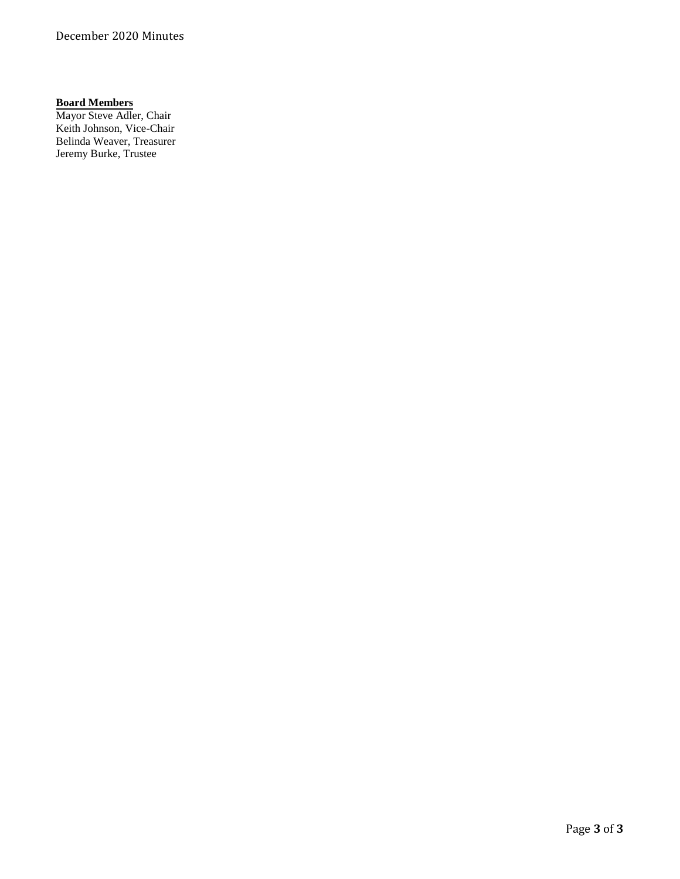**Board Members**

Mayor Steve Adler, Chair
Keith Johnson, Vice-Chair
Belinda Weaver, Treasurer
Jeremy Burke, Trustee